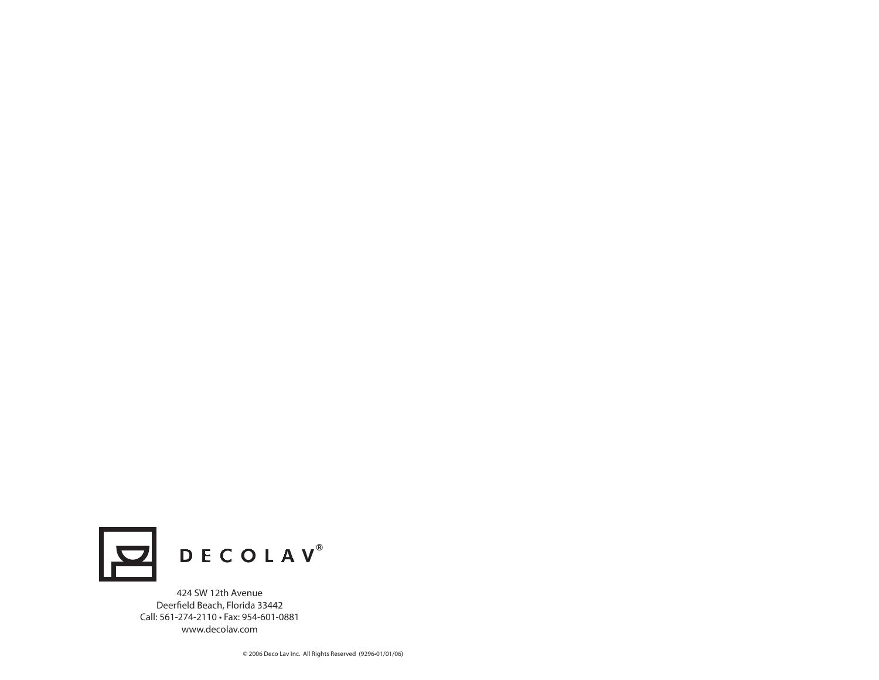DECOLAV®

424 SW 12th Avenue
Deerfield Beach, Florida 33442
Call: 561-274-2110 • Fax: 954-601-0881
www.decolav.com

© 2006 Deco Lav Inc. All Rights Reserved (9296•01/01/06)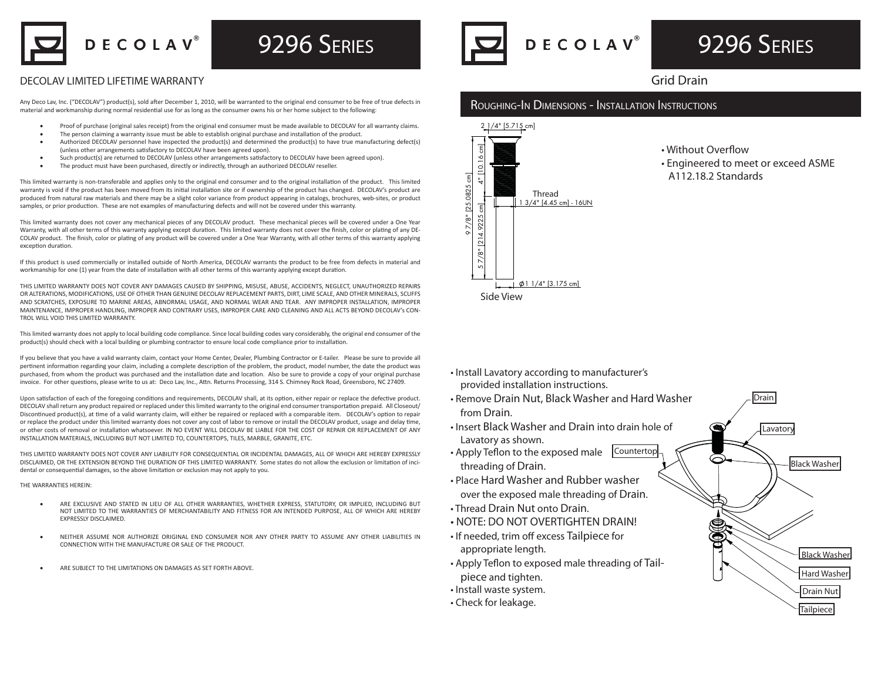# DECOLAV® 9296 Series

## DECOLAV LIMITED LIFETIME WARRANTY

Any Deco Lav, Inc. ("DECOLAV") product(s), sold after December 1, 2010, will be warranted to the original end consumer to be free of true defects in material and workmanship during normal residential use for as long as the consumer owns his or her home subject to the following:

- Proof of purchase (original sales receipt) from the original end consumer must be made available to DECOLAV for all warranty claims.
- The person claiming a warranty issue must be able to establish original purchase and installation of the product.
- Authorized DECOLAV personnel have inspected the product(s) and determined the product(s) to have true manufacturing defect(s) (unless other arrangements satisfactory to DECOLAV have been agreed upon).
- Such product(s) are returned to DECOLAV (unless other arrangements satisfactory to DECOLAV have been agreed upon).
- The product must have been purchased, directly or indirectly, through an authorized DECOLAV reseller.

This limited warranty is non-transferable and applies only to the original end consumer and to the original installation of the product. This limited warranty is void if the product has been moved from its initial installation site or if ownership of the product has changed. DECOLAV's product are produced from natural raw materials and there may be a slight color variance from product appearing in catalogs, brochures, web-sites, or product samples, or prior production. These are not examples of manufacturing defects and will not be covered under this warranty.

This limited warranty does not cover any mechanical pieces of any DECOLAV product. These mechanical pieces will be covered under a One Year Warranty, with all other terms of this warranty applying except duration. This limited warranty does not cover the finish, color or plating of any DECOLAV product. The finish, color or plating of any product will be covered under a One Year Warranty, with all other terms of this warranty applying exception duration.

If this product is used commercially or installed outside of North America, DECOLAV warrants the product to be free from defects in material and workmanship for one (1) year from the date of installation with all other terms of this warranty applying except duration.

THIS LIMITED WARRANTY DOES NOT COVER ANY DAMAGES CAUSED BY SHIPPING, MISUSE, ABUSE, ACCIDENTS, NEGLECT, UNAUTHORIZED REPAIRS OR ALTERATIONS, MODIFICATIONS, USE OF OTHER THAN GENUINE DECOLAV REPLACEMENT PARTS, DIRT, LIME SCALE, AND OTHER MINERALS, SCUFFS AND SCRATCHES, EXPOSURE TO MARINE AREAS, ABNORMAL USAGE, AND NORMAL WEAR AND TEAR. ANY IMPROPER INSTALLATION, IMPROPER MAINTENANCE, IMPROPER HANDLING, IMPROPER AND CONTRARY USES, IMPROPER CARE AND CLEANING AND ALL ACTS BEYOND DECOLAV's CONTROL WILL VOID THIS LIMITED WARRANTY.

This limited warranty does not apply to local building code compliance. Since local building codes vary considerably, the original end consumer of the product(s) should check with a local building or plumbing contractor to ensure local code compliance prior to installation.

If you believe that you have a valid warranty claim, contact your Home Center, Dealer, Plumbing Contractor or E-tailer. Please be sure to provide all pertinent information regarding your claim, including a complete description of the problem, the product, model number, the date the product was purchased, from whom the product was purchased and the installation date and location. Also be sure to provide a copy of your original purchase invoice. For other questions, please write to us at: Deco Lav, Inc., Attn. Returns Processing, 314 S. Chimney Rock Road, Greensboro, NC 27409.

Upon satisfaction of each of the foregoing conditions and requirements, DECOLAV shall, at its option, either repair or replace the defective product. DECOLAV shall return any product repaired or replaced under this limited warranty to the original end consumer transportation prepaid. All Closeout/Discontinued product(s), at time of a valid warranty claim, will either be repaired or replaced with a comparable item. DECOLAV's option to repair or replace the product under this limited warranty does not cover any cost of labor to remove or install the DECOLAV product, usage and delay time, or other costs of removal or installation whatsoever. IN NO EVENT WILL DECOLAV BE LIABLE FOR THE COST OF REPAIR OR REPLACEMENT OF ANY INSTALLATION MATERIALS, INCLUDING BUT NOT LIMITED TO, COUNTERTOPS, TILES, MARBLE, GRANITE, ETC.

THIS LIMITED WARRANTY DOES NOT COVER ANY LIABILITY FOR CONSEQUENTIAL OR INCIDENTAL DAMAGES, ALL OF WHICH ARE HEREBY EXPRESSLY DISCLAIMED, OR THE EXTENSION BEYOND THE DURATION OF THIS LIMITED WARRANTY. Some states do not allow the exclusion or limitation of incidental or consequential damages, so the above limitation or exclusion may not apply to you.

THE WARRANTIES HEREIN:

- ARE EXCLUSIVE AND STATED IN LIEU OF ALL OTHER WARRANTIES, WHETHER EXPRESS, STATUTORY, OR IMPLIED, INCLUDING BUT NOT LIMITED TO THE WARRANTIES OF MERCHANTABILITY AND FITNESS FOR AN INTENDED PURPOSE, ALL OF WHICH ARE HEREBY EXPRESSLY DISCLAIMED.
- NEITHER ASSUME NOR AUTHORIZE ORIGINAL END CONSUMER NOR ANY OTHER PARTY TO ASSUME ANY OTHER LIABILITIES IN CONNECTION WITH THE MANUFACTURE OR SALE OF THE PRODUCT.
- ARE SUBJECT TO THE LIMITATIONS ON DAMAGES AS SET FORTH ABOVE.

# DECOLAV® 9296 Series

## Grid Drain

### Roughing-In Dimensions - Installation Instructions

2 1/4" [5.715 cm]

4" [10.16 cm]

9 7/8" [25.0825 cm]

5 7/8" [214.9225 cm]

Thread 1 3/4" [4.45 cm] - 16UN

⌀1 1/4" [3.175 cm]

Side View

- Without Overflow
- Engineered to meet or exceed ASME A112.18.2 Standards

- Install Lavatory according to manufacturer's provided installation instructions.
- Remove Drain Nut, Black Washer and Hard Washer from Drain.
- Insert Black Washer and Drain into drain hole of Lavatory as shown.
- Apply Teflon to the exposed male threading of Drain.
- Place Hard Washer and Rubber washer over the exposed male threading of Drain.
- Thread Drain Nut onto Drain.
- NOTE: DO NOT OVERTIGHTEN DRAIN!
- If needed, trim off excess Tailpiece for appropriate length.
- Apply Teflon to exposed male threading of Tailpiece and tighten.
- Install waste system.
- Check for leakage.

Drain

Lavatory

Countertop

Black Washer

Black Washer

Hard Washer

Drain Nut

Tailpiece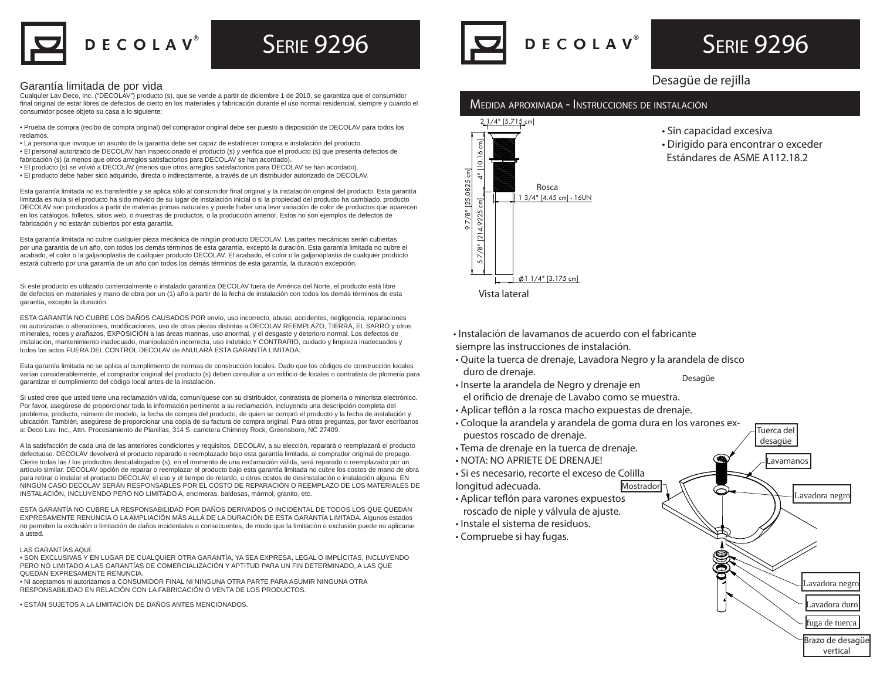# DECOLAV®

# Serie 9296

## Garantía limitada de por vida

Cualquier Lav Deco, Inc. ("DECOLAV") producto (s), que se vende a partir de diciembre 1 de 2010, se garantiza que el consumidor final original de estar libres de defectos de cierto en los materiales y fabricación durante el uso normal residencial, siempre y cuando el consumidor posee objeto su casa a lo siguiente:

- Prueba de compra (recibo de compra original) del comprador original debe ser puesto a disposición de DECOLAV para todos los reclamos.
- La persona que invoque un asunto de la garantía debe ser capaz de establecer compra e instalación del producto.
- El personal autorizado de DECOLAV han inspeccionado el producto (s) y verifica que el producto (s) que presenta defectos de fabricación (s) (a menos que otros arreglos satisfactorios para DECOLAV se han acordado).
- El producto (s) se volvió a DECOLAV (menos que otros arreglos satisfactorios para DECOLAV se han acordado).
- El producto debe haber sido adquirido, directa o indirectamente, a través de un distribuidor autorizado de DECOLAV.

Esta garantía limitada no es transferible y se aplica sólo al consumidor final original y la instalación original del producto. Esta garantía limitada es nula si el producto ha sido movido de su lugar de instalación inicial o si la propiedad del producto ha cambiado. producto DECOLAV son producidos a partir de materias primas naturales y puede haber una leve variación de color de productos que aparecen en los catálogos, folletos, sitios web, o muestras de productos, o la producción anterior. Estos no son ejemplos de defectos de fabricación y no estarán cubiertos por esta garantía.

Esta garantía limitada no cubre cualquier pieza mecánica de ningún producto DECOLAV. Las partes mecánicas serán cubiertas por una garantía de un año, con todos los demás términos de esta garantía, excepto la duración. Esta garantía limitada no cubre el acabado, el color o la galjanoplastia de cualquier producto DECOLAV. El acabado, el color o la galjanoplastia de cualquier producto estará cubierto por una garantía de un año con todos los demás términos de esta garantía, la duración excepción.

Si este producto es utilizado comercialmente o instalado garantiza DECOLAV fuera de América del Norte, el producto está libre de defectos en materiales y mano de obra por un (1) año a partir de la fecha de instalación con todos los demás términos de esta garantía, excepto la duración.

ESTA GARANTÍA NO CUBRE LOS DAÑOS CAUSADOS POR envío, uso incorrecto, abuso, accidentes, negligencia, reparaciones no autorizadas o alteraciones, modificaciones, uso de otras piezas distintas a DECOLAV REEMPLAZO, TIERRA, EL SARRO y otros minerales, roces y arañazos, EXPOSICIÓN a las áreas marinas, uso anormal, y el desgaste y deterioro normal. Los defectos de instalación, mantenimiento inadecuado, manipulación incorrecta, uso indebido Y CONTRARIO, cuidado y limpieza inadecuados y todos los actos FUERA DEL CONTROL DECOLAV de ANULARÁ ESTA GARANTÍA LIMITADA.

Esta garantía limitada no se aplica al cumplimiento de normas de construcción locales. Dado que los códigos de construcción locales varían considerablemente, el comprador original del producto (s) deben consultar a un edificio de locales o contratista de plomería para garantizar el cumplimiento del código local antes de la instalación.

Si usted cree que usted tiene una reclamación válida, comuníquese con su distribuidor, contratista de plomería o minorista electrónico. Por favor, asegúrese de proporcionar toda la información pertinente a su reclamación, incluyendo una descripción completa del problema, producto, número de modelo, la fecha de compra del producto, de quien se compró el producto y la fecha de instalación y ubicación. También, asegúrese de proporcionar una copia de su factura de compra original. Para otras preguntas, por favor escríbanos a: Deco Lav, Inc., Attn. Procesamiento de Planillas, 314 S. carretera Chimney Rock, Greensboro, NC 27409.

A la satisfacción de cada una de las anteriores condiciones y requisitos, DECOLAV, a su elección, reparará o reemplazará el producto defectuoso. DECOLAV devolverá el producto reparado o reemplazado bajo esta garantía limitada, al comprador original de prepago. Cierre todas las / los productos descatalogados (s), en el momento de una reclamación válida, será reparado o reemplazado por un artículo similar. DECOLAV opción de reparar o reemplazar el producto bajo esta garantía limitada no cubre los costos de mano de obra para retirar o instalar el producto DECOLAV, el uso y el tiempo de retardo, u otros costos de desinstalación o instalación alguna. EN NINGÚN CASO DECOLAV SERÁN RESPONSABLES POR EL COSTO DE REPARACIÓN O REEMPLAZO DE LOS MATERIALES DE INSTALACIÓN, INCLUYENDO PERO NO LIMITADO A, encimeras, baldosas, mármol, granito, etc.

ESTA GARANTÍA NO CUBRE LA RESPONSABILIDAD POR DAÑOS DERIVADOS O INCIDENTAL DE TODOS LOS QUE QUEDAN EXPRESAMENTE RENUNCIA O LA AMPLIACIÓN MÁS ALLÁ DE LA DURACIÓN DE ESTA GARANTÍA LIMITADA. Algunos estados no permiten la exclusión o limitación de daños incidentales o consecuentes, de modo que la limitación o exclusión puede no aplicarse a usted.

LAS GARANTÍAS AQUÍ:

- SON EXCLUSIVAS Y EN LUGAR DE CUALQUIER OTRA GARANTÍA, YA SEA EXPRESA, LEGAL O IMPLÍCITAS, INCLUYENDO PERO NO LIMITADO A LAS GARANTÍAS DE COMERCIALIZACIÓN Y APTITUD PARA UN FIN DETERMINADO, A LAS QUE QUEDAN EXPRESAMENTE RENUNCIA.
- Ni aceptamos ni autorizamos a CONSUMIDOR FINAL NI NINGUNA OTRA PARTE PARA ASUMIR NINGUNA OTRA RESPONSABILIDAD EN RELACIÓN CON LA FABRICACIÓN O VENTA DE LOS PRODUCTOS.
- ESTÁN SUJETOS A LA LIMITACIÓN DE DAÑOS ANTES MENCIONADOS.

# DECOLAV®

# Serie 9296

## Desagüe de rejilla

### Medida aproximada - Instrucciones de instalación

2 1/4" [5.715 cm]

4" [10.16 cm]

9 7/8" [25.0825 cm]

Rosca

1 3/4" [4.45 cm] - 16UN

5 7/8" [214.9225 cm]

ϕ 1 1/4" [3.175 cm]

Vista lateral

- Sin capacidad excesiva
- Dirigido para encontrar o exceder Estándares de ASME A112.18.2

- Instalación de lavamanos de acuerdo con el fabricante siempre las instrucciones de instalación.
- Quite la tuerca de drenaje, Lavadora Negro y la arandela de disco duro de drenaje.
- Inserte la arandela de Negro y drenaje en el orificio de drenaje de Lavabo como se muestra.
- Aplicar teflón a la rosca macho expuestas de drenaje.
- Coloque la arandela y arandela de goma dura en los varones expuestos roscado de drenaje.
- Tema de drenaje en la tuerca de drenaje.
- NOTA: NO APRIETE DE DRENAJE!
- Si es necesario, recorte el exceso de Colilla longitud adecuada.
- Aplicar teflón para varones expuestos roscado de niple y válvula de ajuste.
- Instale el sistema de residuos.
- Compruebe si hay fugas.

Desagüe

Tuerca del desagüe

Lavamanos

Mostrador

Lavadora negro

Lavadora negro

Lavadora duro

fuga de tuerca

Brazo de desagüe vertical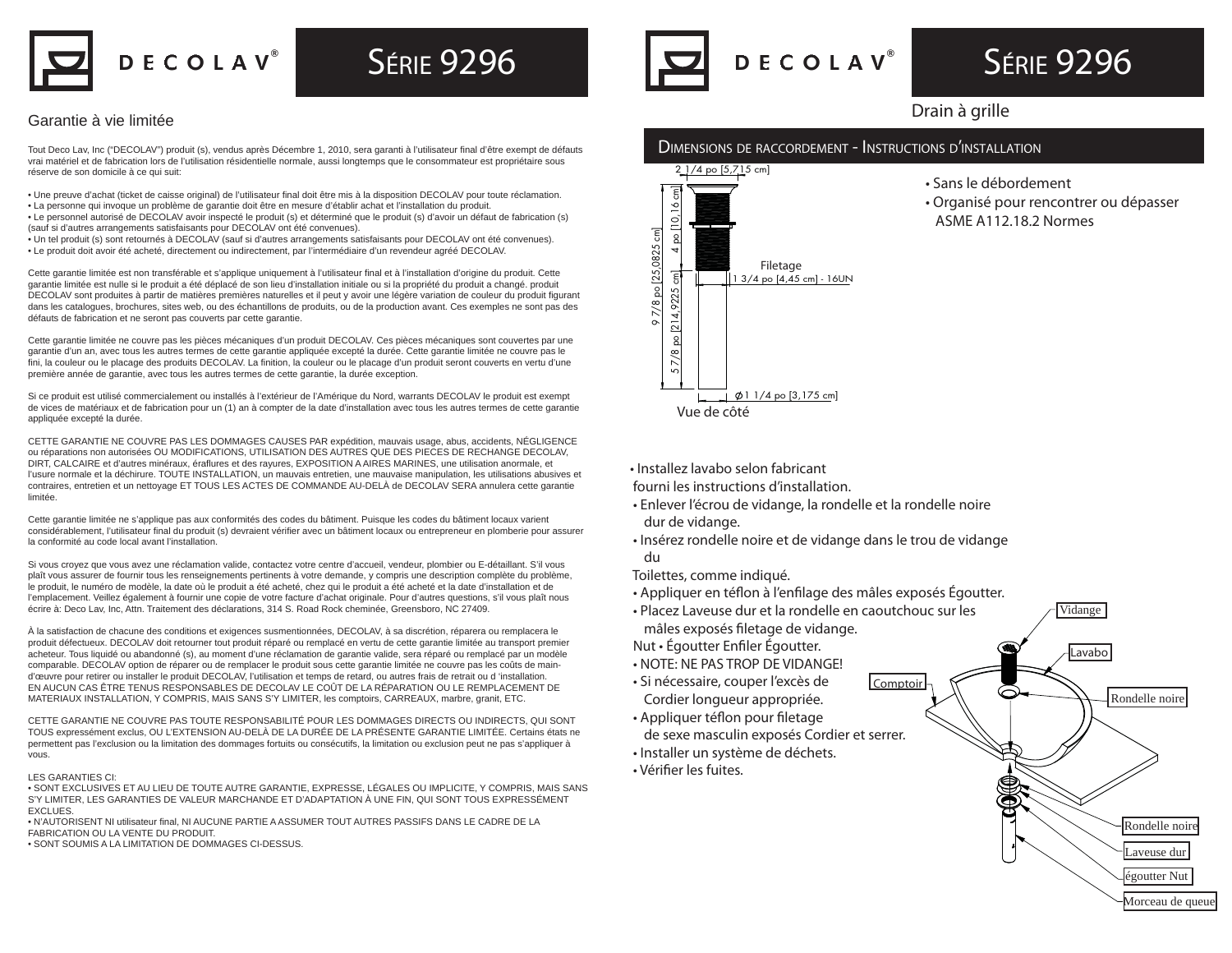DECOLAV®

# SÉRIE 9296

## Garantie à vie limitée

Tout Deco Lav, Inc ("DECOLAV") produit (s), vendus après Décembre 1, 2010, sera garanti à l'utilisateur final d'être exempt de défauts vrai matériel et de fabrication lors de l'utilisation résidentielle normale, aussi longtemps que le consommateur est propriétaire sous réserve de son domicile à ce qui suit:

- Une preuve d'achat (ticket de caisse original) de l'utilisateur final doit être mis à la disposition DECOLAV pour toute réclamation.
- La personne qui invoque un problème de garantie doit être en mesure d'établir achat et l'installation du produit.
- Le personnel autorisé de DECOLAV avoir inspecté le produit (s) et déterminé que le produit (s) d'avoir un défaut de fabrication (s) (sauf si d'autres arrangements satisfaisants pour DECOLAV ont été convenues).
- Un tel produit (s) sont retournés à DECOLAV (sauf si d'autres arrangements satisfaisants pour DECOLAV ont été convenues).
- Le produit doit avoir été acheté, directement ou indirectement, par l'intermédiaire d'un revendeur agréé DECOLAV.

Cette garantie limitée est non transférable et s'applique uniquement à l'utilisateur final et à l'installation d'origine du produit. Cette garantie limitée est nulle si le produit a été déplacé de son lieu d'installation initiale ou si la propriété du produit a changé. produit DECOLAV sont produites à partir de matières premières naturelles et il peut y avoir une légère variation de couleur du produit figurant dans les catalogues, brochures, sites web, ou des échantillons de produits, ou de la production avant. Ces exemples ne sont pas des défauts de fabrication et ne seront pas couverts par cette garantie.

Cette garantie limitée ne couvre pas les pièces mécaniques d'un produit DECOLAV. Ces pièces mécaniques sont couvertes par une garantie d'un an, avec tous les autres termes de cette garantie appliquée excepté la durée. Cette garantie limitée ne couvre pas le fini, la couleur ou le placage des produits DECOLAV. La finition, la couleur ou le placage d'un produit seront couverts en vertu d'une première année de garantie, avec tous les autres termes de cette garantie, la durée exception.

Si ce produit est utilisé commercialement ou installés à l'extérieur de l'Amérique du Nord, warrants DECOLAV le produit est exempt de vices de matériaux et de fabrication pour un (1) an à compter de la date d'installation avec tous les autres termes de cette garantie appliquée excepté la durée.

CETTE GARANTIE NE COUVRE PAS LES DOMMAGES CAUSES PAR expédition, mauvais usage, abus, accidents, NÉGLIGENCE ou réparations non autorisées OU MODIFICATIONS, UTILISATION DES AUTRES QUE DES PIECES DE RECHANGE DECOLAV, DIRT, CALCAIRE et d'autres minéraux, éraflures et des rayures, EXPOSITION A AIRES MARINES, une utilisation anormale, et l'usure normale et la déchirure. TOUTE INSTALLATION, un mauvais entretien, une mauvaise manipulation, les utilisations abusives et contraires, entretien et un nettoyage ET TOUS LES ACTES DE COMMANDE AU-DELÀ de DECOLAV SERA annulera cette garantie limitée.

Cette garantie limitée ne s'applique pas aux conformités des codes du bâtiment. Puisque les codes du bâtiment locaux varient considérablement, l'utilisateur final du produit (s) devraient vérifier avec un bâtiment locaux ou entrepreneur en plomberie pour assurer la conformité au code local avant l'installation.

Si vous croyez que vous avez une réclamation valide, contactez votre centre d'accueil, vendeur, plombier ou E-détaillant. S'il vous plaît vous assurer de fournir tous les renseignements pertinents à votre demande, y compris une description complète du problème, le produit, le numéro de modèle, la date où le produit a été acheté, chez qui le produit a été acheté et la date d'installation et de l'emplacement. Veillez également à fournir une copie de votre facture d'achat originale. Pour d'autres questions, s'il vous plaît nous écrire à: Deco Lav, Inc, Attn. Traitement des déclarations, 314 S. Road Rock cheminée, Greensboro, NC 27409.

À la satisfaction de chacune des conditions et exigences susmentionnées, DECOLAV, à sa discrétion, réparera ou remplacera le produit défectueux. DECOLAV doit retourner tout produit réparé ou remplacé en vertu de cette garantie limitée au transport premier acheteur. Tous liquidé ou abandonné (s), au moment d'une réclamation de garantie valide, sera réparé ou remplacé par un modèle comparable. DECOLAV option de réparer ou de remplacer le produit sous cette garantie limitée ne couvre pas les coûts de main-d'œuvre pour retirer ou installer le produit DECOLAV, l'utilisation et temps de retard, ou autres frais de retrait ou d 'installation. EN AUCUN CAS ÊTRE TENUS RESPONSABLES DE DECOLAV LE COÛT DE LA RÉPARATION OU LE REMPLACEMENT DE MATERIAUX INSTALLATION, Y COMPRIS, MAIS SANS S'Y LIMITER, les comptoirs, CARREAUX, marbre, granit, ETC.

CETTE GARANTIE NE COUVRE PAS TOUTE RESPONSABILITÉ POUR LES DOMMAGES DIRECTS OU INDIRECTS, QUI SONT TOUS expressément exclus, OU L'EXTENSION AU-DELÀ DE LA DURÉE DE LA PRÉSENTE GARANTIE LIMITÉE. Certains états ne permettent pas l'exclusion ou la limitation des dommages fortuits ou consécutifs, la limitation ou exclusion peut ne pas s'appliquer à vous.

LES GARANTIES CI:
- SONT EXCLUSIVES ET AU LIEU DE TOUTE AUTRE GARANTIE, EXPRESSE, LÉGALES OU IMPLICITE, Y COMPRIS, MAIS SANS S'Y LIMITER, LES GARANTIES DE VALEUR MARCHANDE ET D'ADAPTATION À UNE FIN, QUI SONT TOUS EXPRESSÉMENT EXCLUES.
- N'AUTORISENT NI utilisateur final, NI AUCUNE PARTIE A ASSUMER TOUT AUTRES PASSIFS DANS LE CADRE DE LA FABRICATION OU LA VENTE DU PRODUIT.
- SONT SOUMIS A LA LIMITATION DE DOMMAGES CI-DESSUS.

DECOLAV®

# SÉRIE 9296

Drain à grille

## DIMENSIONS DE RACCORDEMENT - INSTRUCTIONS D'INSTALLATION

2 1/4 po [5,715 cm]
4 po [10,16 cm]
9 7/8 po [25,0825 cm]
5 7/8 po [214,9225 cm]
Filetage
1 3/4 po [4,45 cm] - 16UN
Ø1 1/4 po [3,175 cm]
Vue de côté

- Sans le débordement
- Organisé pour rencontrer ou dépasser ASME A112.18.2 Normes

- Installez lavabo selon fabricant fourni les instructions d'installation.
- Enlever l'écrou de vidange, la rondelle et la rondelle noire dur de vidange.
- Insérez rondelle noire et de vidange dans le trou de vidange du Toilettes, comme indiqué.
- Appliquer en téflon à l'enfilage des mâles exposés Égoutter.
- Placez Laveuse dur et la rondelle en caoutchouc sur les mâles exposés filetage de vidange. Nut • Égoutter Enfiler Égoutter.
- NOTE: NE PAS TROP DE VIDANGE!
- Si nécessaire, couper l'excès de Cordier longueur appropriée.
- Appliquer téflon pour filetage de sexe masculin exposés Cordier et serrer.
- Installer un système de déchets.
- Vérifier les fuites.

Vidange
Lavabo
Comptoir
Rondelle noire
Rondelle noire
Laveuse dur
égoutter Nut
Morceau de queue